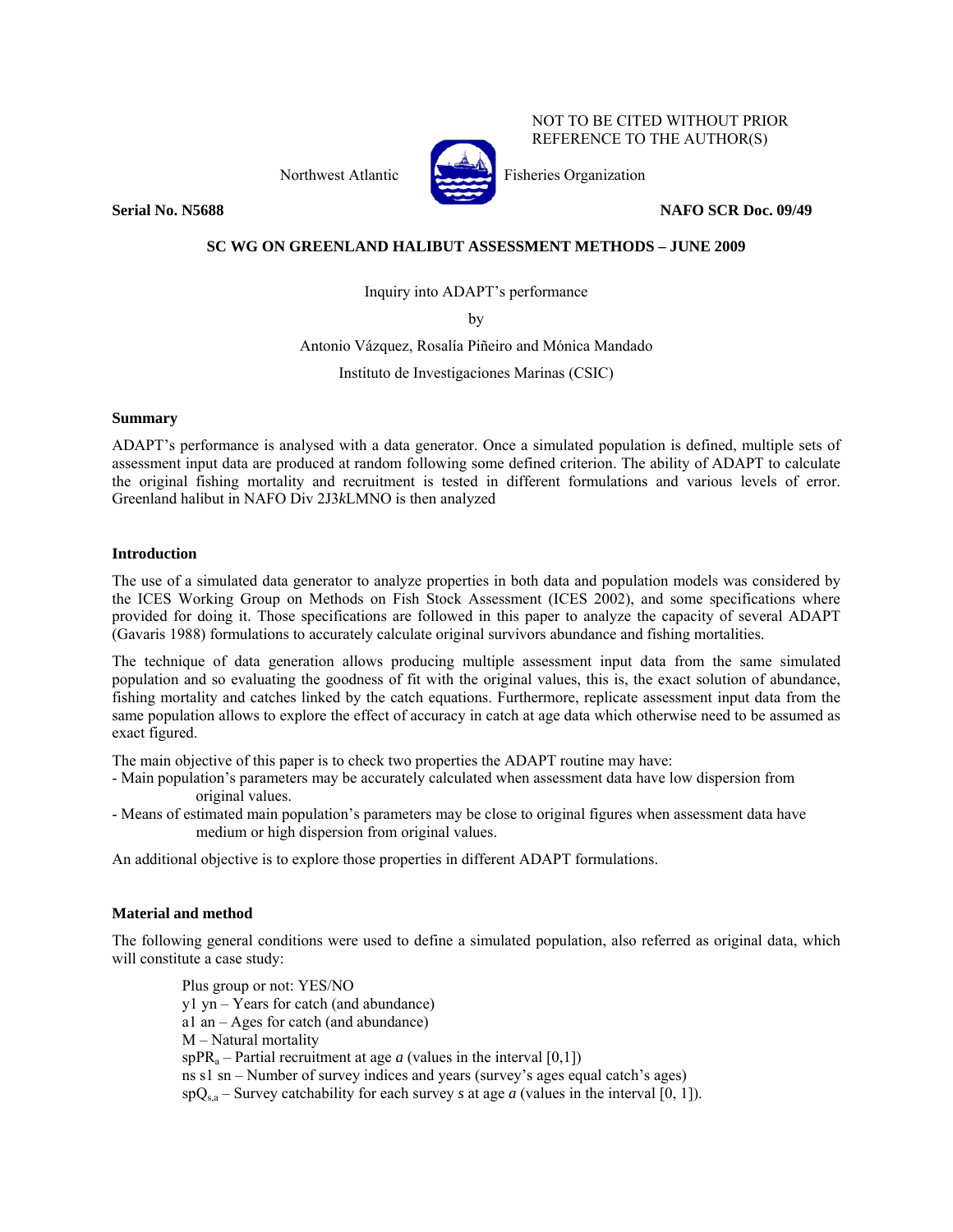NOT TO BE CITED WITHOUT PRIOR REFERENCE TO THE AUTHOR(S)

Northwest Atlantic Fisheries Organization

**Serial No. N5688** **NAFO SCR Doc. 09/49**

**SC WG ON GREENLAND HALIBUT ASSESSMENT METHODS – JUNE 2009**

Inquiry into ADAPT's performance

by

Antonio Vázquez, Rosalía Piñeiro and Mónica Mandado

Instituto de Investigaciones Marinas (CSIC)

### Summary

ADAPT's performance is analysed with a data generator. Once a simulated population is defined, multiple sets of assessment input data are produced at random following some defined criterion. The ability of ADAPT to calculate the original fishing mortality and recruitment is tested in different formulations and various levels of error. Greenland halibut in NAFO Div 2J3*k*LMNO is then analyzed

### Introduction

The use of a simulated data generator to analyze properties in both data and population models was considered by the ICES Working Group on Methods on Fish Stock Assessment (ICES 2002), and some specifications where provided for doing it. Those specifications are followed in this paper to analyze the capacity of several ADAPT (Gavaris 1988) formulations to accurately calculate original survivors abundance and fishing mortalities.

The technique of data generation allows producing multiple assessment input data from the same simulated population and so evaluating the goodness of fit with the original values, this is, the exact solution of abundance, fishing mortality and catches linked by the catch equations. Furthermore, replicate assessment input data from the same population allows to explore the effect of accuracy in catch at age data which otherwise need to be assumed as exact figured.

The main objective of this paper is to check two properties the ADAPT routine may have:

- Main population's parameters may be accurately calculated when assessment data have low dispersion from original values.
- Means of estimated main population's parameters may be close to original figures when assessment data have medium or high dispersion from original values.

An additional objective is to explore those properties in different ADAPT formulations.

### Material and method

The following general conditions were used to define a simulated population, also referred as original data, which will constitute a case study:

Plus group or not: YES/NO
y1 yn – Years for catch (and abundance)
a1 an – Ages for catch (and abundance)
M – Natural mortality
$spPR_a$ – Partial recruitment at age *a* (values in the interval [0,1])
ns s1 sn – Number of survey indices and years (survey's ages equal catch's ages)
$spQ_{s,a}$ – Survey catchability for each survey *s* at age *a* (values in the interval [0, 1]).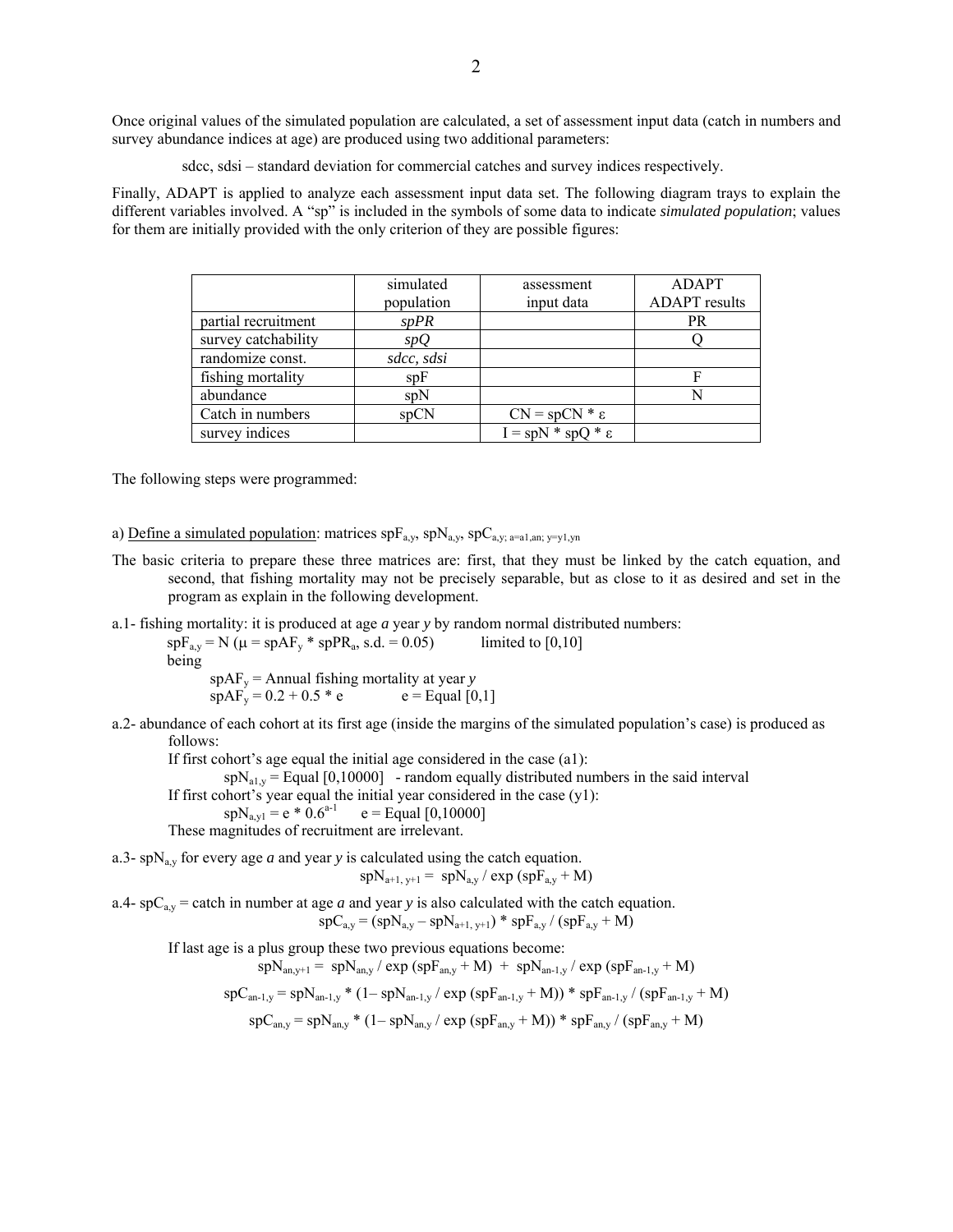Once original values of the simulated population are calculated, a set of assessment input data (catch in numbers and survey abundance indices at age) are produced using two additional parameters:

> sdcc, sdsi – standard deviation for commercial catches and survey indices respectively.

Finally, ADAPT is applied to analyze each assessment input data set. The following diagram trays to explain the different variables involved. A "sp" is included in the symbols of some data to indicate *simulated population*; values for them are initially provided with the only criterion of they are possible figures:

| | simulated population | assessment input data | ADAPT ADAPT results |
|---|---|---|---|
| partial recruitment | *spPR* | | PR |
| survey catchability | *spQ* | | Q |
| randomize const. | *sdcc, sdsi* | | |
| fishing mortality | spF | | F |
| abundance | spN | | N |
| Catch in numbers | spCN | $CN = spCN * \varepsilon$ | |
| survey indices | | $I = spN * spQ * \varepsilon$ | |

The following steps were programmed:

a) Define a simulated population: matrices $spF_{a,y}$, $spN_{a,y}$, $spC_{a,y;\ a=a1,an;\ y=y1,yn}$

The basic criteria to prepare these three matrices are: first, that they must be linked by the catch equation, and second, that fishing mortality may not be precisely separable, but as close to it as desired and set in the program as explain in the following development.

a.1- fishing mortality: it is produced at age *a* year *y* by random normal distributed numbers:

$spF_{a,y} = N(\mu = spAF_y * spPR_a,\ s.d. = 0.05)$ limited to [0,10]

being

$spAF_y$ = Annual fishing mortality at year *y*

$spAF_y = 0.2 + 0.5 * e$ $\quad e = \text{Equal}\ [0,1]$

a.2- abundance of each cohort at its first age (inside the margins of the simulated population's case) is produced as follows:

If first cohort's age equal the initial age considered in the case (a1):

$spN_{a1,y} = \text{Equal}\ [0,10000]$ - random equally distributed numbers in the said interval

If first cohort's year equal the initial year considered in the case (y1):

$spN_{a,y1} = e * 0.6^{a-1}$ $\quad e = \text{Equal}\ [0,10000]$

These magnitudes of recruitment are irrelevant.

a.3- $spN_{a,y}$ for every age *a* and year *y* is calculated using the catch equation.

$$spN_{a+1,\ y+1} = spN_{a,y} / \exp(spF_{a,y} + M)$$

a.4- $spC_{a,y}$ = catch in number at age *a* and year *y* is also calculated with the catch equation.

$$spC_{a,y} = (spN_{a,y} - spN_{a+1,\ y+1}) * spF_{a,y} / (spF_{a,y} + M)$$

If last age is a plus group these two previous equations become:

$$spN_{an,y+1} = spN_{an,y} / \exp(spF_{an,y} + M) + spN_{an-1,y} / \exp(spF_{an-1,y} + M)$$

$$spC_{an-1,y} = spN_{an-1,y} * (1 - spN_{an-1,y} / \exp(spF_{an-1,y} + M)) * spF_{an-1,y} / (spF_{an-1,y} + M)$$

$$spC_{an,y} = spN_{an,y} * (1 - spN_{an,y} / \exp(spF_{an,y} + M)) * spF_{an,y} / (spF_{an,y} + M)$$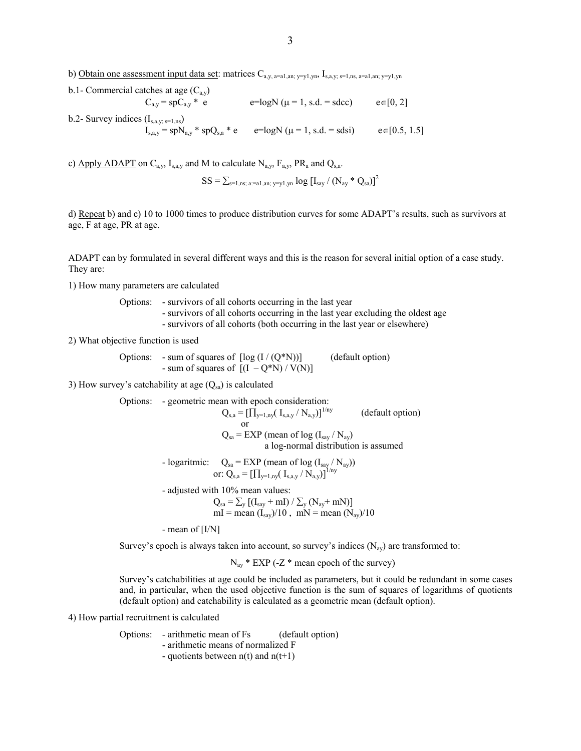b) <u>Obtain one assessment input data set</u>: matrices $C_{a,y,\ a=a1,an;\ y=y1,yn}$, $I_{s,a,y;\ s=1,ns,\ a=a1,an;\ y=y1,yn}$

b.1- Commercial catches at age ($C_{a,y}$)

$$C_{a,y} = spC_{a,y} * e \qquad e = \log N\ (\mu = 1,\ s.d. = sdcc) \qquad e \in [0, 2]$$

b.2- Survey indices ($I_{s,a,y;\ s=1,ns}$)

$$I_{s,a,y} = spN_{a,y} * spQ_{s,a} * e \qquad e = \log N\ (\mu = 1,\ s.d. = sdsi) \qquad e \in [0.5, 1.5]$$

c) <u>Apply ADAPT</u> on $C_{a,y}$, $I_{s,a,y}$ and M to calculate $N_{a,y}$, $F_{a,y}$, $PR_a$ and $Q_{s,a}$.

$$SS = \sum_{s=1,ns;\ a:=a1,an;\ y=y1,yn} \log\,[I_{say} / (N_{ay} * Q_{sa})]^2$$

d) <u>Repeat</u> b) and c) 10 to 1000 times to produce distribution curves for some ADAPT's results, such as survivors at age, F at age, PR at age.

ADAPT can by formulated in several different ways and this is the reason for several initial option of a case study. They are:

1) How many parameters are calculated

Options:
- survivors of all cohorts occurring in the last year
- survivors of all cohorts occurring in the last year excluding the oldest age
- survivors of all cohorts (both occurring in the last year or elsewhere)

2) What objective function is used

Options:
- sum of squares of $[\log (I / (Q*N))]$ (default option)
- sum of squares of $[(I - Q*N) / V(N)]$

3) How survey's catchability at age ($Q_{sa}$) is calculated

Options:
- geometric mean with epoch consideration:

  $$Q_{s,a} = [\textstyle\prod_{y=1,ny}(I_{s,a,y} / N_{a,y})]^{1/ny} \qquad \text{(default option)}$$

  or

  $$Q_{sa} = \text{EXP (mean of } \log (I_{say} / N_{ay})$$

  a log-normal distribution is assumed

- logaritmic: $Q_{sa} = \text{EXP (mean of } \log (I_{say} / N_{ay}))$

  or: $Q_{s,a} = [\prod_{y=1,ny}(I_{s,a,y} / N_{a,y})]^{1/ny}$

- adjusted with 10% mean values:

  $$Q_{sa} = \textstyle\sum_y [(I_{say} + mI) / \sum_y (N_{ay} + mN)]$$

  $mI = \text{mean}(I_{say})/10$, $mN = \text{mean}(N_{ay})/10$

- mean of $[I/N]$

Survey's epoch is always taken into account, so survey's indices ($N_{ay}$) are transformed to:

$$N_{ay} * \text{EXP} (-Z * \text{mean epoch of the survey})$$

Survey's catchabilities at age could be included as parameters, but it could be redundant in some cases and, in particular, when the used objective function is the sum of squares of logarithms of quotients (default option) and catchability is calculated as a geometric mean (default option).

4) How partial recruitment is calculated

Options:
- arithmetic mean of Fs (default option)
- arithmetic means of normalized F
- quotients between n(t) and n(t+1)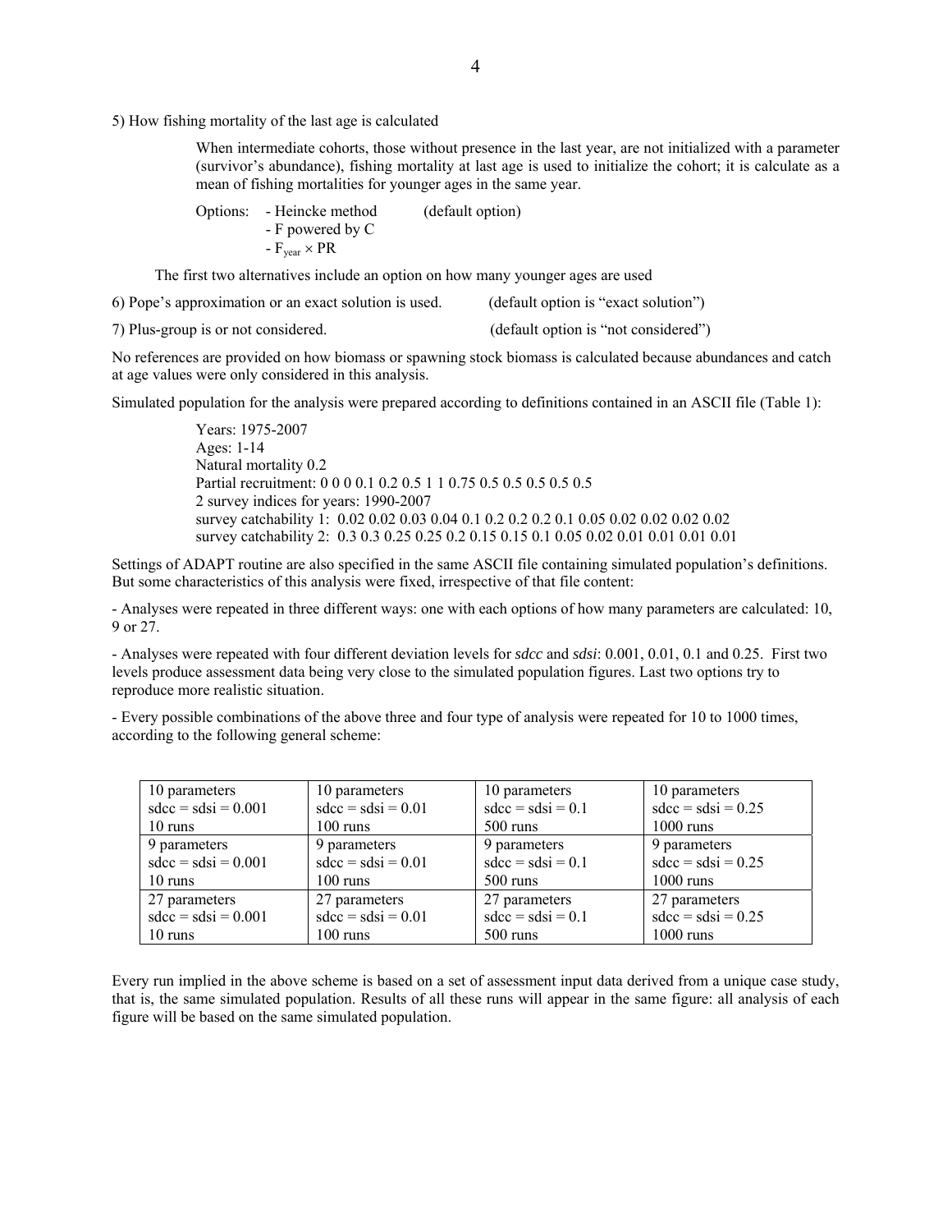5) How fishing mortality of the last age is calculated

When intermediate cohorts, those without presence in the last year, are not initialized with a parameter (survivor's abundance), fishing mortality at last age is used to initialize the cohort; it is calculate as a mean of fishing mortalities for younger ages in the same year.

Options:
- Heincke method (default option)
- F powered by C
- $F_{year} \times PR$

The first two alternatives include an option on how many younger ages are used

6) Pope's approximation or an exact solution is used. (default option is "exact solution")

7) Plus-group is or not considered. (default option is "not considered")

No references are provided on how biomass or spawning stock biomass is calculated because abundances and catch at age values were only considered in this analysis.

Simulated population for the analysis were prepared according to definitions contained in an ASCII file (Table 1):

Years: 1975-2007
Ages: 1-14
Natural mortality 0.2
Partial recruitment: 0 0 0 0.1 0.2 0.5 1 1 0.75 0.5 0.5 0.5 0.5 0.5
2 survey indices for years: 1990-2007
survey catchability 1: 0.02 0.02 0.03 0.04 0.1 0.2 0.2 0.2 0.1 0.05 0.02 0.02 0.02 0.02
survey catchability 2: 0.3 0.3 0.25 0.25 0.2 0.15 0.15 0.1 0.05 0.02 0.01 0.01 0.01 0.01

Settings of ADAPT routine are also specified in the same ASCII file containing simulated population's definitions. But some characteristics of this analysis were fixed, irrespective of that file content:

- Analyses were repeated in three different ways: one with each options of how many parameters are calculated: 10, 9 or 27.

- Analyses were repeated with four different deviation levels for *sdcc* and *sdsi*: 0.001, 0.01, 0.1 and 0.25. First two levels produce assessment data being very close to the simulated population figures. Last two options try to reproduce more realistic situation.

- Every possible combinations of the above three and four type of analysis were repeated for 10 to 1000 times, according to the following general scheme:

| | | | |
|---|---|---|---|
| 10 parameters<br>sdcc = sdsi = 0.001<br>10 runs | 10 parameters<br>sdcc = sdsi = 0.01<br>100 runs | 10 parameters<br>sdcc = sdsi = 0.1<br>500 runs | 10 parameters<br>sdcc = sdsi = 0.25<br>1000 runs |
| 9 parameters<br>sdcc = sdsi = 0.001<br>10 runs | 9 parameters<br>sdcc = sdsi = 0.01<br>100 runs | 9 parameters<br>sdcc = sdsi = 0.1<br>500 runs | 9 parameters<br>sdcc = sdsi = 0.25<br>1000 runs |
| 27 parameters<br>sdcc = sdsi = 0.001<br>10 runs | 27 parameters<br>sdcc = sdsi = 0.01<br>100 runs | 27 parameters<br>sdcc = sdsi = 0.1<br>500 runs | 27 parameters<br>sdcc = sdsi = 0.25<br>1000 runs |

Every run implied in the above scheme is based on a set of assessment input data derived from a unique case study, that is, the same simulated population. Results of all these runs will appear in the same figure: all analysis of each figure will be based on the same simulated population.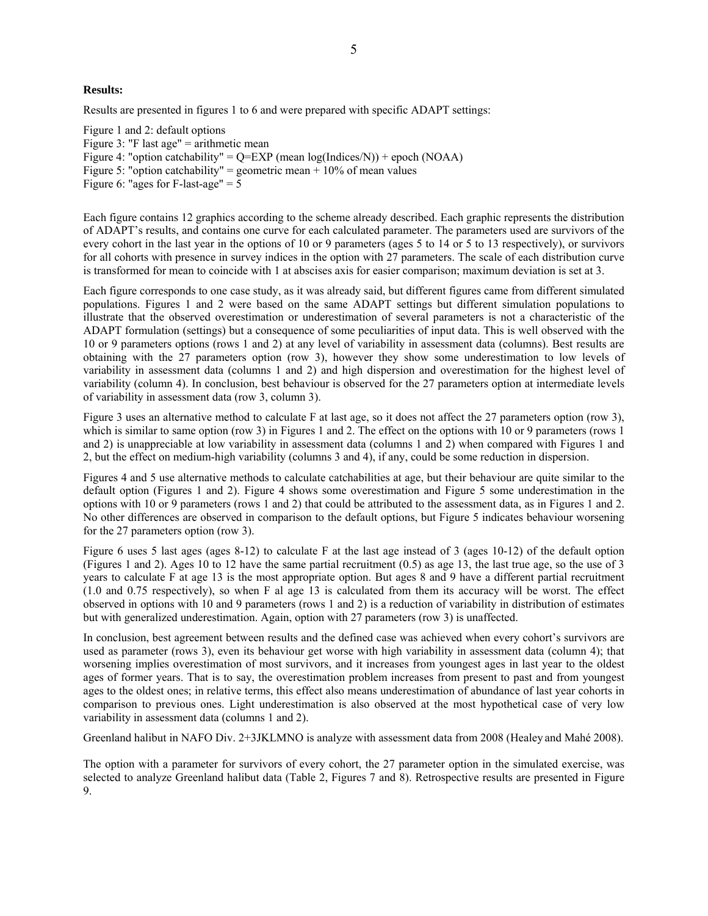**Results:**

Results are presented in figures 1 to 6 and were prepared with specific ADAPT settings:

Figure 1 and 2: default options
Figure 3: "F last age" = arithmetic mean
Figure 4: "option catchability" = Q=EXP (mean log(Indices/N)) + epoch (NOAA)
Figure 5: "option catchability" = geometric mean + 10% of mean values
Figure 6: "ages for F-last-age" = 5

Each figure contains 12 graphics according to the scheme already described. Each graphic represents the distribution of ADAPT's results, and contains one curve for each calculated parameter. The parameters used are survivors of the every cohort in the last year in the options of 10 or 9 parameters (ages 5 to 14 or 5 to 13 respectively), or survivors for all cohorts with presence in survey indices in the option with 27 parameters. The scale of each distribution curve is transformed for mean to coincide with 1 at abscises axis for easier comparison; maximum deviation is set at 3.

Each figure corresponds to one case study, as it was already said, but different figures came from different simulated populations. Figures 1 and 2 were based on the same ADAPT settings but different simulation populations to illustrate that the observed overestimation or underestimation of several parameters is not a characteristic of the ADAPT formulation (settings) but a consequence of some peculiarities of input data. This is well observed with the 10 or 9 parameters options (rows 1 and 2) at any level of variability in assessment data (columns). Best results are obtaining with the 27 parameters option (row 3), however they show some underestimation to low levels of variability in assessment data (columns 1 and 2) and high dispersion and overestimation for the highest level of variability (column 4). In conclusion, best behaviour is observed for the 27 parameters option at intermediate levels of variability in assessment data (row 3, column 3).

Figure 3 uses an alternative method to calculate F at last age, so it does not affect the 27 parameters option (row 3), which is similar to same option (row 3) in Figures 1 and 2. The effect on the options with 10 or 9 parameters (rows 1 and 2) is unappreciable at low variability in assessment data (columns 1 and 2) when compared with Figures 1 and 2, but the effect on medium-high variability (columns 3 and 4), if any, could be some reduction in dispersion.

Figures 4 and 5 use alternative methods to calculate catchabilities at age, but their behaviour are quite similar to the default option (Figures 1 and 2). Figure 4 shows some overestimation and Figure 5 some underestimation in the options with 10 or 9 parameters (rows 1 and 2) that could be attributed to the assessment data, as in Figures 1 and 2. No other differences are observed in comparison to the default options, but Figure 5 indicates behaviour worsening for the 27 parameters option (row 3).

Figure 6 uses 5 last ages (ages 8-12) to calculate F at the last age instead of 3 (ages 10-12) of the default option (Figures 1 and 2). Ages 10 to 12 have the same partial recruitment (0.5) as age 13, the last true age, so the use of 3 years to calculate F at age 13 is the most appropriate option. But ages 8 and 9 have a different partial recruitment (1.0 and 0.75 respectively), so when F al age 13 is calculated from them its accuracy will be worst. The effect observed in options with 10 and 9 parameters (rows 1 and 2) is a reduction of variability in distribution of estimates but with generalized underestimation. Again, option with 27 parameters (row 3) is unaffected.

In conclusion, best agreement between results and the defined case was achieved when every cohort's survivors are used as parameter (rows 3), even its behaviour get worse with high variability in assessment data (column 4); that worsening implies overestimation of most survivors, and it increases from youngest ages in last year to the oldest ages of former years. That is to say, the overestimation problem increases from present to past and from youngest ages to the oldest ones; in relative terms, this effect also means underestimation of abundance of last year cohorts in comparison to previous ones. Light underestimation is also observed at the most hypothetical case of very low variability in assessment data (columns 1 and 2).

Greenland halibut in NAFO Div. 2+3JKLMNO is analyze with assessment data from 2008 (Healey and Mahé 2008).

The option with a parameter for survivors of every cohort, the 27 parameter option in the simulated exercise, was selected to analyze Greenland halibut data (Table 2, Figures 7 and 8). Retrospective results are presented in Figure 9.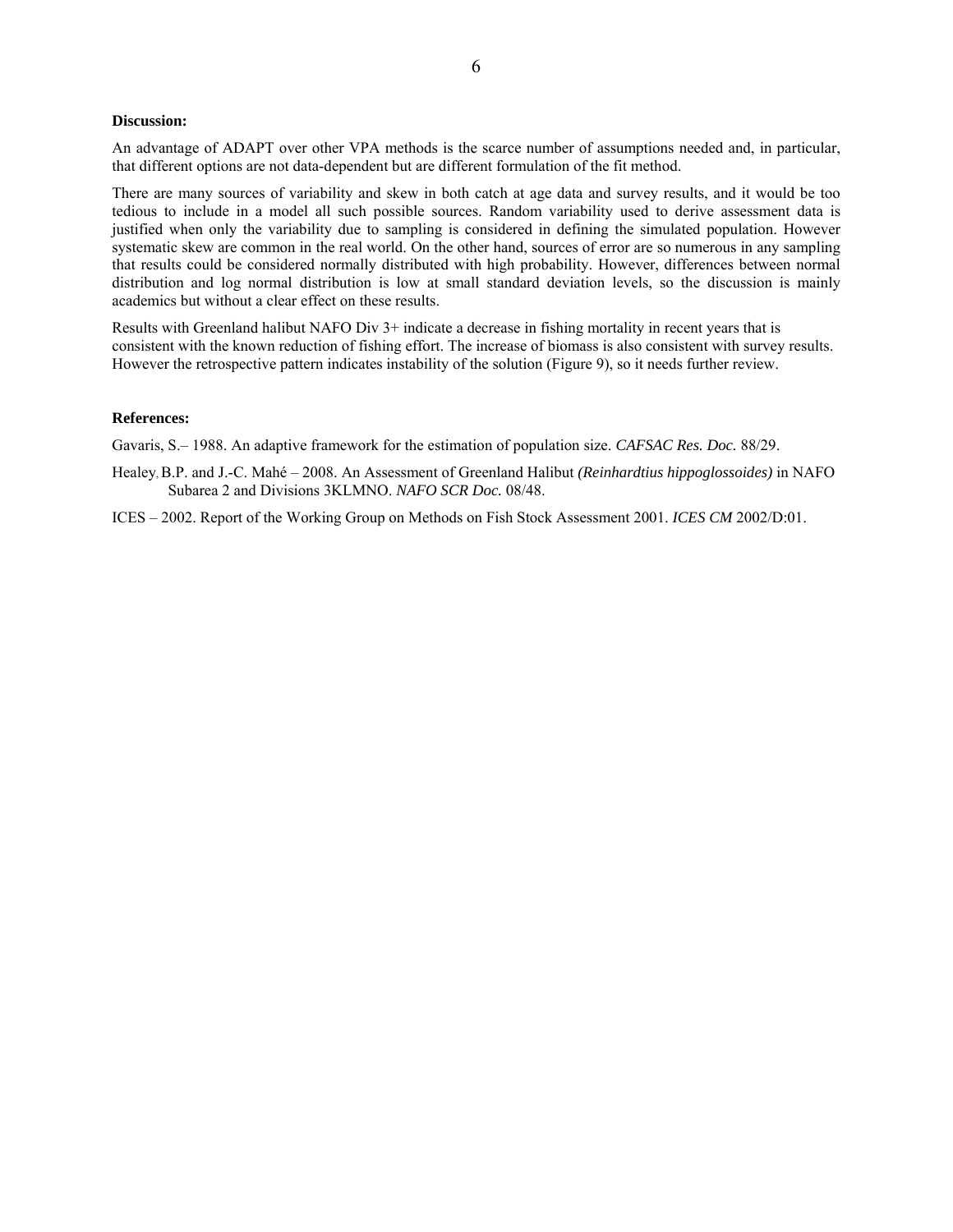**Discussion:**

An advantage of ADAPT over other VPA methods is the scarce number of assumptions needed and, in particular, that different options are not data-dependent but are different formulation of the fit method.

There are many sources of variability and skew in both catch at age data and survey results, and it would be too tedious to include in a model all such possible sources. Random variability used to derive assessment data is justified when only the variability due to sampling is considered in defining the simulated population. However systematic skew are common in the real world. On the other hand, sources of error are so numerous in any sampling that results could be considered normally distributed with high probability. However, differences between normal distribution and log normal distribution is low at small standard deviation levels, so the discussion is mainly academics but without a clear effect on these results.

Results with Greenland halibut NAFO Div 3+ indicate a decrease in fishing mortality in recent years that is consistent with the known reduction of fishing effort. The increase of biomass is also consistent with survey results. However the retrospective pattern indicates instability of the solution (Figure 9), so it needs further review.

**References:**

Gavaris, S.– 1988. An adaptive framework for the estimation of population size. *CAFSAC Res. Doc.* 88/29.

Healey, B.P. and J.-C. Mahé – 2008. An Assessment of Greenland Halibut *(Reinhardtius hippoglossoides)* in NAFO Subarea 2 and Divisions 3KLMNO. *NAFO SCR Doc.* 08/48.

ICES – 2002. Report of the Working Group on Methods on Fish Stock Assessment 2001. *ICES CM* 2002/D:01.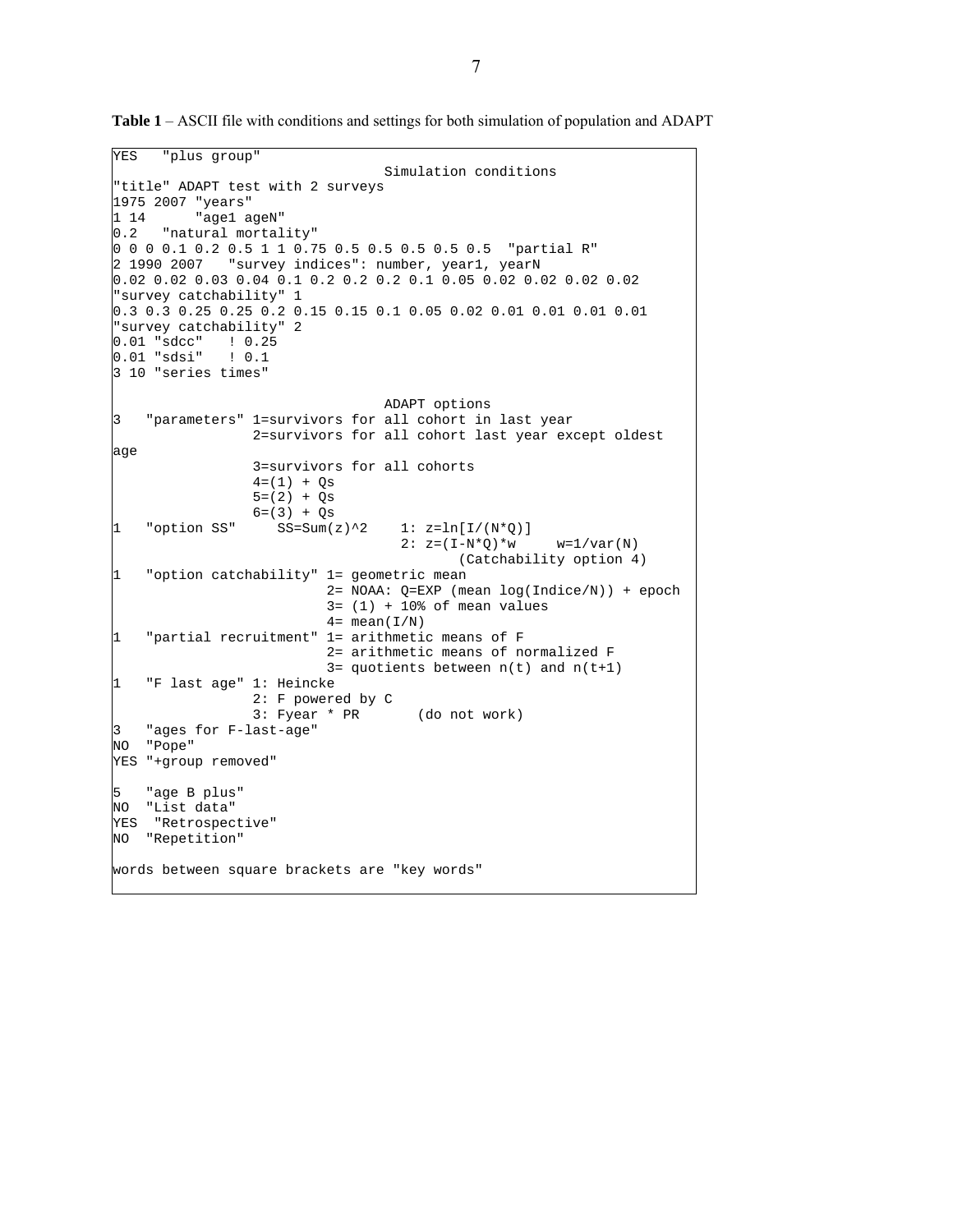**Table 1** – ASCII file with conditions and settings for both simulation of population and ADAPT

```
YES   "plus group"
                                 Simulation conditions
"title" ADAPT test with 2 surveys
1975 2007 "years"
1 14      "age1 ageN"
0.2   "natural mortality"
0 0 0 0.1 0.2 0.5 1 1 0.75 0.5 0.5 0.5 0.5 0.5  "partial R"
2 1990 2007   "survey indices": number, year1, yearN
0.02 0.02 0.03 0.04 0.1 0.2 0.2 0.2 0.1 0.05 0.02 0.02 0.02 0.02
"survey catchability" 1
0.3 0.3 0.25 0.25 0.2 0.15 0.15 0.1 0.05 0.02 0.01 0.01 0.01 0.01
"survey catchability" 2
0.01 "sdcc"   ! 0.25
0.01 "sdsi"   ! 0.1
3 10 "series times"

                                 ADAPT options
3   "parameters" 1=survivors for all cohort in last year
                 2=survivors for all cohort last year except oldest
age
                 3=survivors for all cohorts
                 4=(1) + Qs
                 5=(2) + Qs
                 6=(3) + Qs
1   "option SS"     SS=Sum(z)^2    1: z=ln[I/(N*Q)]
                                   2: z=(I-N*Q)*w     w=1/var(N)
                                          (Catchability option 4)
1   "option catchability" 1= geometric mean
                          2= NOAA: Q=EXP (mean log(Indice/N)) + epoch
                          3= (1) + 10% of mean values
                          4= mean(I/N)
1   "partial recruitment" 1= arithmetic means of F
                          2= arithmetic means of normalized F
                          3= quotients between n(t) and n(t+1)
1   "F last age" 1: Heincke
                 2: F powered by C
                 3: Fyear * PR       (do not work)
3   "ages for F-last-age"
NO  "Pope"
YES "+group removed"

5   "age B plus"
NO  "List data"
YES  "Retrospective"
NO  "Repetition"

words between square brackets are "key words"
```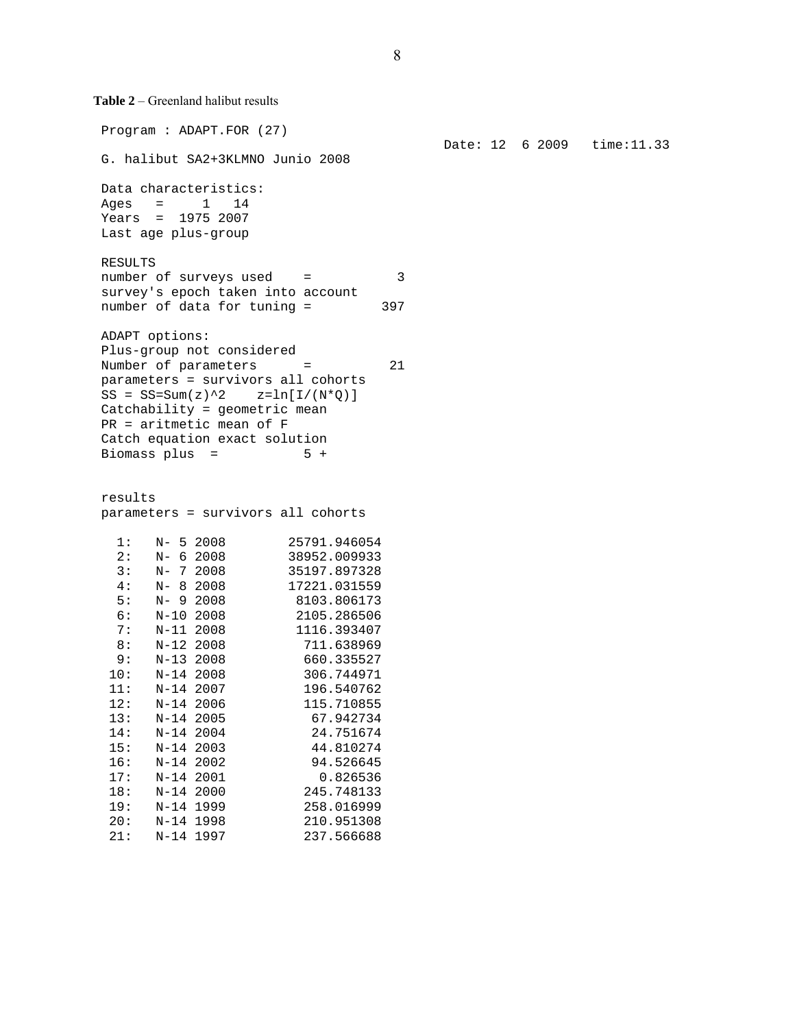**Table 2** – Greenland halibut results

```
Program : ADAPT.FOR (27)
                                                          Date: 12  6 2009   time:11.33
G. halibut SA2+3KLMNO Junio 2008

Data characteristics:
Ages   =     1   14
Years  =  1975 2007
Last age plus-group

RESULTS
number of surveys used    =           3
survey's epoch taken into account
number of data for tuning =         397

ADAPT options:
Plus-group not considered
Number of parameters      =          21
parameters = survivors all cohorts
SS = SS=Sum(z)^2    z=ln[I/(N*Q)]
Catchability = geometric mean
PR = aritmetic mean of F
Catch equation exact solution
Biomass plus  =           5 +


results
parameters = survivors all cohorts

  1:   N- 5 2008        25791.946054
  2:   N- 6 2008        38952.009933
  3:   N- 7 2008        35197.897328
  4:   N- 8 2008        17221.031559
  5:   N- 9 2008         8103.806173
  6:   N-10 2008         2105.286506
  7:   N-11 2008         1116.393407
  8:   N-12 2008          711.638969
  9:   N-13 2008          660.335527
 10:   N-14 2008          306.744971
 11:   N-14 2007          196.540762
 12:   N-14 2006          115.710855
 13:   N-14 2005           67.942734
 14:   N-14 2004           24.751674
 15:   N-14 2003           44.810274
 16:   N-14 2002           94.526645
 17:   N-14 2001            0.826536
 18:   N-14 2000          245.748133
 19:   N-14 1999          258.016999
 20:   N-14 1998          210.951308
 21:   N-14 1997          237.566688
```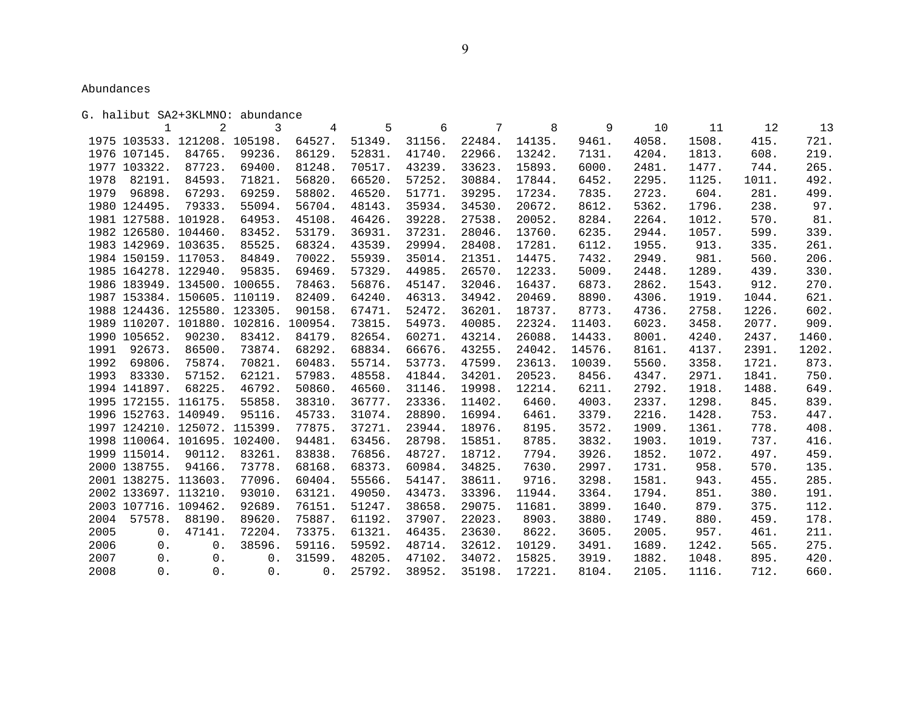Abundances

G. halibut SA2+3KLMNO: abundance

| | 1 | 2 | 3 | 4 | 5 | 6 | 7 | 8 | 9 | 10 | 11 | 12 | 13 |
|---|---|---|---|---|---|---|---|---|---|---|---|---|---|
| 1975 | 103533. | 121208. | 105198. | 64527. | 51349. | 31156. | 22484. | 14135. | 9461. | 4058. | 1508. | 415. | 721. |
| 1976 | 107145. | 84765. | 99236. | 86129. | 52831. | 41740. | 22966. | 13242. | 7131. | 4204. | 1813. | 608. | 219. |
| 1977 | 103322. | 87723. | 69400. | 81248. | 70517. | 43239. | 33623. | 15893. | 6000. | 2481. | 1477. | 744. | 265. |
| 1978 | 82191. | 84593. | 71821. | 56820. | 66520. | 57252. | 30884. | 17844. | 6452. | 2295. | 1125. | 1011. | 492. |
| 1979 | 96898. | 67293. | 69259. | 58802. | 46520. | 51771. | 39295. | 17234. | 7835. | 2723. | 604. | 281. | 499. |
| 1980 | 124495. | 79333. | 55094. | 56704. | 48143. | 35934. | 34530. | 20672. | 8612. | 5362. | 1796. | 238. | 97. |
| 1981 | 127588. | 101928. | 64953. | 45108. | 46426. | 39228. | 27538. | 20052. | 8284. | 2264. | 1012. | 570. | 81. |
| 1982 | 126580. | 104460. | 83452. | 53179. | 36931. | 37231. | 28046. | 13760. | 6235. | 2944. | 1057. | 599. | 339. |
| 1983 | 142969. | 103635. | 85525. | 68324. | 43539. | 29994. | 28408. | 17281. | 6112. | 1955. | 913. | 335. | 261. |
| 1984 | 150159. | 117053. | 84849. | 70022. | 55939. | 35014. | 21351. | 14475. | 7432. | 2949. | 981. | 560. | 206. |
| 1985 | 164278. | 122940. | 95835. | 69469. | 57329. | 44985. | 26570. | 12233. | 5009. | 2448. | 1289. | 439. | 330. |
| 1986 | 183949. | 134500. | 100655. | 78463. | 56876. | 45147. | 32046. | 16437. | 6873. | 2862. | 1543. | 912. | 270. |
| 1987 | 153384. | 150605. | 110119. | 82409. | 64240. | 46313. | 34942. | 20469. | 8890. | 4306. | 1919. | 1044. | 621. |
| 1988 | 124436. | 125580. | 123305. | 90158. | 67471. | 52472. | 36201. | 18737. | 8773. | 4736. | 2758. | 1226. | 602. |
| 1989 | 110207. | 101880. | 102816. | 100954. | 73815. | 54973. | 40085. | 22324. | 11403. | 6023. | 3458. | 2077. | 909. |
| 1990 | 105652. | 90230. | 83412. | 84179. | 82654. | 60271. | 43214. | 26088. | 14433. | 8001. | 4240. | 2437. | 1460. |
| 1991 | 92673. | 86500. | 73874. | 68292. | 68834. | 66676. | 43255. | 24042. | 14576. | 8161. | 4137. | 2391. | 1202. |
| 1992 | 69806. | 75874. | 70821. | 60483. | 55714. | 53773. | 47599. | 23613. | 10039. | 5560. | 3358. | 1721. | 873. |
| 1993 | 83330. | 57152. | 62121. | 57983. | 48558. | 41844. | 34201. | 20523. | 8456. | 4347. | 2971. | 1841. | 750. |
| 1994 | 141897. | 68225. | 46792. | 50860. | 46560. | 31146. | 19998. | 12214. | 6211. | 2792. | 1918. | 1488. | 649. |
| 1995 | 172155. | 116175. | 55858. | 38310. | 36777. | 23336. | 11402. | 6460. | 4003. | 2337. | 1298. | 845. | 839. |
| 1996 | 152763. | 140949. | 95116. | 45733. | 31074. | 28890. | 16994. | 6461. | 3379. | 2216. | 1428. | 753. | 447. |
| 1997 | 124210. | 125072. | 115399. | 77875. | 37271. | 23944. | 18976. | 8195. | 3572. | 1909. | 1361. | 778. | 408. |
| 1998 | 110064. | 101695. | 102400. | 94481. | 63456. | 28798. | 15851. | 8785. | 3832. | 1903. | 1019. | 737. | 416. |
| 1999 | 115014. | 90112. | 83261. | 83838. | 76856. | 48727. | 18712. | 7794. | 3926. | 1852. | 1072. | 497. | 459. |
| 2000 | 138755. | 94166. | 73778. | 68168. | 68373. | 60984. | 34825. | 7630. | 2997. | 1731. | 958. | 570. | 135. |
| 2001 | 138275. | 113603. | 77096. | 60404. | 55566. | 54147. | 38611. | 9716. | 3298. | 1581. | 943. | 455. | 285. |
| 2002 | 133697. | 113210. | 93010. | 63121. | 49050. | 43473. | 33396. | 11944. | 3364. | 1794. | 851. | 380. | 191. |
| 2003 | 107716. | 109462. | 92689. | 76151. | 51247. | 38658. | 29075. | 11681. | 3899. | 1640. | 879. | 375. | 112. |
| 2004 | 57578. | 88190. | 89620. | 75887. | 61192. | 37907. | 22023. | 8903. | 3880. | 1749. | 880. | 459. | 178. |
| 2005 | 0. | 47141. | 72204. | 73375. | 61321. | 46435. | 23630. | 8622. | 3605. | 2005. | 957. | 461. | 211. |
| 2006 | 0. | 0. | 38596. | 59116. | 59592. | 48714. | 32612. | 10129. | 3491. | 1689. | 1242. | 565. | 275. |
| 2007 | 0. | 0. | 0. | 31599. | 48205. | 47102. | 34072. | 15825. | 3919. | 1882. | 1048. | 895. | 420. |
| 2008 | 0. | 0. | 0. | 0. | 25792. | 38952. | 35198. | 17221. | 8104. | 2105. | 1116. | 712. | 660. |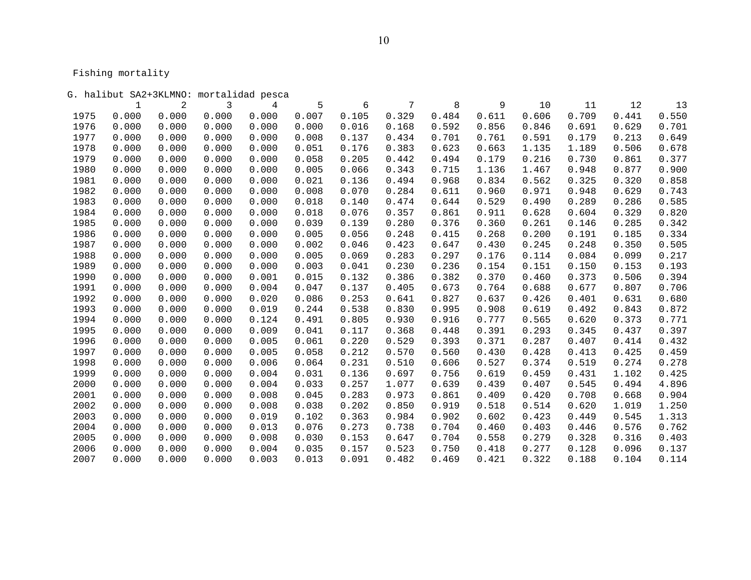Fishing mortality

G. halibut SA2+3KLMNO: mortalidad pesca

| | 1 | 2 | 3 | 4 | 5 | 6 | 7 | 8 | 9 | 10 | 11 | 12 | 13 |
|---|---|---|---|---|---|---|---|---|---|---|---|---|---|
| 1975 | 0.000 | 0.000 | 0.000 | 0.000 | 0.007 | 0.105 | 0.329 | 0.484 | 0.611 | 0.606 | 0.709 | 0.441 | 0.550 |
| 1976 | 0.000 | 0.000 | 0.000 | 0.000 | 0.000 | 0.016 | 0.168 | 0.592 | 0.856 | 0.846 | 0.691 | 0.629 | 0.701 |
| 1977 | 0.000 | 0.000 | 0.000 | 0.000 | 0.008 | 0.137 | 0.434 | 0.701 | 0.761 | 0.591 | 0.179 | 0.213 | 0.649 |
| 1978 | 0.000 | 0.000 | 0.000 | 0.000 | 0.051 | 0.176 | 0.383 | 0.623 | 0.663 | 1.135 | 1.189 | 0.506 | 0.678 |
| 1979 | 0.000 | 0.000 | 0.000 | 0.000 | 0.058 | 0.205 | 0.442 | 0.494 | 0.179 | 0.216 | 0.730 | 0.861 | 0.377 |
| 1980 | 0.000 | 0.000 | 0.000 | 0.000 | 0.005 | 0.066 | 0.343 | 0.715 | 1.136 | 1.467 | 0.948 | 0.877 | 0.900 |
| 1981 | 0.000 | 0.000 | 0.000 | 0.000 | 0.021 | 0.136 | 0.494 | 0.968 | 0.834 | 0.562 | 0.325 | 0.320 | 0.858 |
| 1982 | 0.000 | 0.000 | 0.000 | 0.000 | 0.008 | 0.070 | 0.284 | 0.611 | 0.960 | 0.971 | 0.948 | 0.629 | 0.743 |
| 1983 | 0.000 | 0.000 | 0.000 | 0.000 | 0.018 | 0.140 | 0.474 | 0.644 | 0.529 | 0.490 | 0.289 | 0.286 | 0.585 |
| 1984 | 0.000 | 0.000 | 0.000 | 0.000 | 0.018 | 0.076 | 0.357 | 0.861 | 0.911 | 0.628 | 0.604 | 0.329 | 0.820 |
| 1985 | 0.000 | 0.000 | 0.000 | 0.000 | 0.039 | 0.139 | 0.280 | 0.376 | 0.360 | 0.261 | 0.146 | 0.285 | 0.342 |
| 1986 | 0.000 | 0.000 | 0.000 | 0.000 | 0.005 | 0.056 | 0.248 | 0.415 | 0.268 | 0.200 | 0.191 | 0.185 | 0.334 |
| 1987 | 0.000 | 0.000 | 0.000 | 0.000 | 0.002 | 0.046 | 0.423 | 0.647 | 0.430 | 0.245 | 0.248 | 0.350 | 0.505 |
| 1988 | 0.000 | 0.000 | 0.000 | 0.000 | 0.005 | 0.069 | 0.283 | 0.297 | 0.176 | 0.114 | 0.084 | 0.099 | 0.217 |
| 1989 | 0.000 | 0.000 | 0.000 | 0.000 | 0.003 | 0.041 | 0.230 | 0.236 | 0.154 | 0.151 | 0.150 | 0.153 | 0.193 |
| 1990 | 0.000 | 0.000 | 0.000 | 0.001 | 0.015 | 0.132 | 0.386 | 0.382 | 0.370 | 0.460 | 0.373 | 0.506 | 0.394 |
| 1991 | 0.000 | 0.000 | 0.000 | 0.004 | 0.047 | 0.137 | 0.405 | 0.673 | 0.764 | 0.688 | 0.677 | 0.807 | 0.706 |
| 1992 | 0.000 | 0.000 | 0.000 | 0.020 | 0.086 | 0.253 | 0.641 | 0.827 | 0.637 | 0.426 | 0.401 | 0.631 | 0.680 |
| 1993 | 0.000 | 0.000 | 0.000 | 0.019 | 0.244 | 0.538 | 0.830 | 0.995 | 0.908 | 0.619 | 0.492 | 0.843 | 0.872 |
| 1994 | 0.000 | 0.000 | 0.000 | 0.124 | 0.491 | 0.805 | 0.930 | 0.916 | 0.777 | 0.565 | 0.620 | 0.373 | 0.771 |
| 1995 | 0.000 | 0.000 | 0.000 | 0.009 | 0.041 | 0.117 | 0.368 | 0.448 | 0.391 | 0.293 | 0.345 | 0.437 | 0.397 |
| 1996 | 0.000 | 0.000 | 0.000 | 0.005 | 0.061 | 0.220 | 0.529 | 0.393 | 0.371 | 0.287 | 0.407 | 0.414 | 0.432 |
| 1997 | 0.000 | 0.000 | 0.000 | 0.005 | 0.058 | 0.212 | 0.570 | 0.560 | 0.430 | 0.428 | 0.413 | 0.425 | 0.459 |
| 1998 | 0.000 | 0.000 | 0.000 | 0.006 | 0.064 | 0.231 | 0.510 | 0.606 | 0.527 | 0.374 | 0.519 | 0.274 | 0.278 |
| 1999 | 0.000 | 0.000 | 0.000 | 0.004 | 0.031 | 0.136 | 0.697 | 0.756 | 0.619 | 0.459 | 0.431 | 1.102 | 0.425 |
| 2000 | 0.000 | 0.000 | 0.000 | 0.004 | 0.033 | 0.257 | 1.077 | 0.639 | 0.439 | 0.407 | 0.545 | 0.494 | 4.896 |
| 2001 | 0.000 | 0.000 | 0.000 | 0.008 | 0.045 | 0.283 | 0.973 | 0.861 | 0.409 | 0.420 | 0.708 | 0.668 | 0.904 |
| 2002 | 0.000 | 0.000 | 0.000 | 0.008 | 0.038 | 0.202 | 0.850 | 0.919 | 0.518 | 0.514 | 0.620 | 1.019 | 1.250 |
| 2003 | 0.000 | 0.000 | 0.000 | 0.019 | 0.102 | 0.363 | 0.984 | 0.902 | 0.602 | 0.423 | 0.449 | 0.545 | 1.313 |
| 2004 | 0.000 | 0.000 | 0.000 | 0.013 | 0.076 | 0.273 | 0.738 | 0.704 | 0.460 | 0.403 | 0.446 | 0.576 | 0.762 |
| 2005 | 0.000 | 0.000 | 0.000 | 0.008 | 0.030 | 0.153 | 0.647 | 0.704 | 0.558 | 0.279 | 0.328 | 0.316 | 0.403 |
| 2006 | 0.000 | 0.000 | 0.000 | 0.004 | 0.035 | 0.157 | 0.523 | 0.750 | 0.418 | 0.277 | 0.128 | 0.096 | 0.137 |
| 2007 | 0.000 | 0.000 | 0.000 | 0.003 | 0.013 | 0.091 | 0.482 | 0.469 | 0.421 | 0.322 | 0.188 | 0.104 | 0.114 |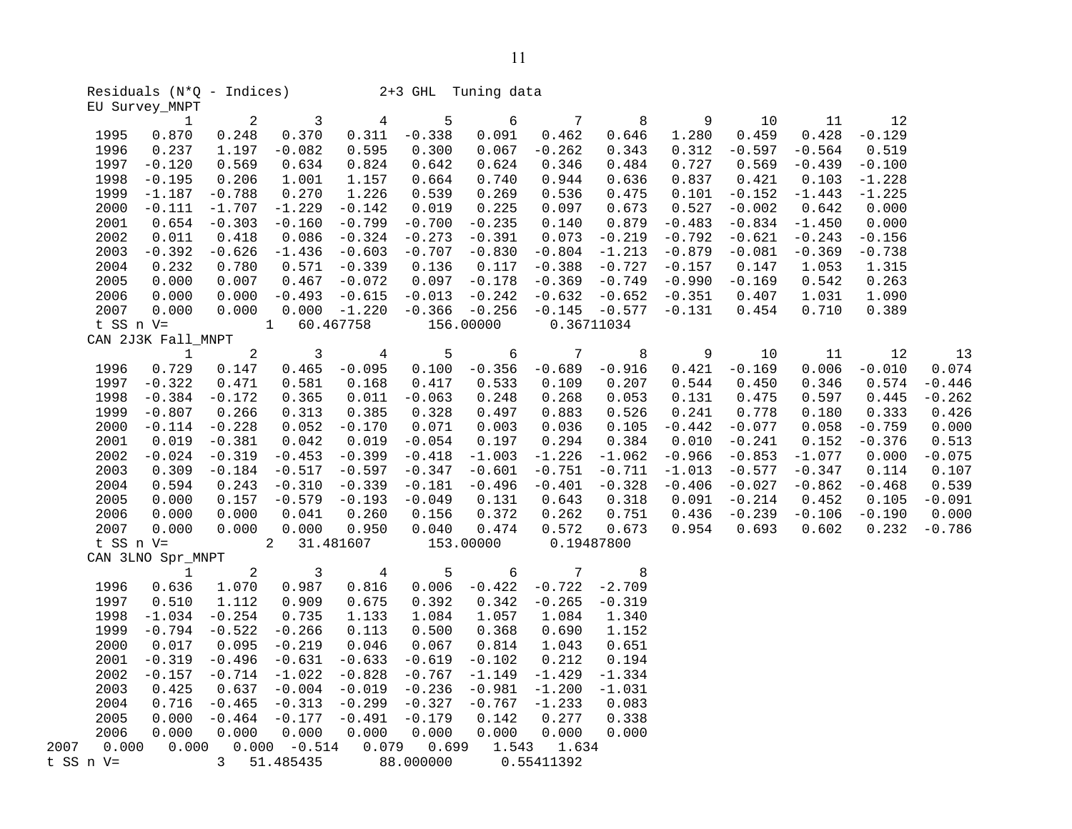Residuals (N*Q - Indices)           2+3 GHL  Tuning data

EU Survey_MNPT

|  | 1 | 2 | 3 | 4 | 5 | 6 | 7 | 8 | 9 | 10 | 11 | 12 |
|---|---|---|---|---|---|---|---|---|---|---|---|---|
| 1995 | 0.870 | 0.248 | 0.370 | 0.311 | -0.338 | 0.091 | 0.462 | 0.646 | 1.280 | 0.459 | 0.428 | -0.129 |
| 1996 | 0.237 | 1.197 | -0.082 | 0.595 | 0.300 | 0.067 | -0.262 | 0.343 | 0.312 | -0.597 | -0.564 | 0.519 |
| 1997 | -0.120 | 0.569 | 0.634 | 0.824 | 0.642 | 0.624 | 0.346 | 0.484 | 0.727 | 0.569 | -0.439 | -0.100 |
| 1998 | -0.195 | 0.206 | 1.001 | 1.157 | 0.664 | 0.740 | 0.944 | 0.636 | 0.837 | 0.421 | 0.103 | -1.228 |
| 1999 | -1.187 | -0.788 | 0.270 | 1.226 | 0.539 | 0.269 | 0.536 | 0.475 | 0.101 | -0.152 | -1.443 | -1.225 |
| 2000 | -0.111 | -1.707 | -1.229 | -0.142 | 0.019 | 0.225 | 0.097 | 0.673 | 0.527 | -0.002 | 0.642 | 0.000 |
| 2001 | 0.654 | -0.303 | -0.160 | -0.799 | -0.700 | -0.235 | 0.140 | 0.879 | -0.483 | -0.834 | -1.450 | 0.000 |
| 2002 | 0.011 | 0.418 | 0.086 | -0.324 | -0.273 | -0.391 | 0.073 | -0.219 | -0.792 | -0.621 | -0.243 | -0.156 |
| 2003 | -0.392 | -0.626 | -1.436 | -0.603 | -0.707 | -0.830 | -0.804 | -1.213 | -0.879 | -0.081 | -0.369 | -0.738 |
| 2004 | 0.232 | 0.780 | 0.571 | -0.339 | 0.136 | 0.117 | -0.388 | -0.727 | -0.157 | 0.147 | 1.053 | 1.315 |
| 2005 | 0.000 | 0.007 | 0.467 | -0.072 | 0.097 | -0.178 | -0.369 | -0.749 | -0.990 | -0.169 | 0.542 | 0.263 |
| 2006 | 0.000 | 0.000 | -0.493 | -0.615 | -0.013 | -0.242 | -0.632 | -0.652 | -0.351 | 0.407 | 1.031 | 1.090 |
| 2007 | 0.000 | 0.000 | 0.000 | -1.220 | -0.366 | -0.256 | -0.145 | -0.577 | -0.131 | 0.454 | 0.710 | 0.389 |

t SS n V=           1   60.467758       156.00000      0.36711034

CAN 2J3K Fall_MNPT

|  | 1 | 2 | 3 | 4 | 5 | 6 | 7 | 8 | 9 | 10 | 11 | 12 | 13 |
|---|---|---|---|---|---|---|---|---|---|---|---|---|---|
| 1996 | 0.729 | 0.147 | 0.465 | -0.095 | 0.100 | -0.356 | -0.689 | -0.916 | 0.421 | -0.169 | 0.006 | -0.010 | 0.074 |
| 1997 | -0.322 | 0.471 | 0.581 | 0.168 | 0.417 | 0.533 | 0.109 | 0.207 | 0.544 | 0.450 | 0.346 | 0.574 | -0.446 |
| 1998 | -0.384 | -0.172 | 0.365 | 0.011 | -0.063 | 0.248 | 0.268 | 0.053 | 0.131 | 0.475 | 0.597 | 0.445 | -0.262 |
| 1999 | -0.807 | 0.266 | 0.313 | 0.385 | 0.328 | 0.497 | 0.883 | 0.526 | 0.241 | 0.778 | 0.180 | 0.333 | 0.426 |
| 2000 | -0.114 | -0.228 | 0.052 | -0.170 | 0.071 | 0.003 | 0.036 | 0.105 | -0.442 | -0.077 | 0.058 | -0.759 | 0.000 |
| 2001 | 0.019 | -0.381 | 0.042 | 0.019 | -0.054 | 0.197 | 0.294 | 0.384 | 0.010 | -0.241 | 0.152 | -0.376 | 0.513 |
| 2002 | -0.024 | -0.319 | -0.453 | -0.399 | -0.418 | -1.003 | -1.226 | -1.062 | -0.966 | -0.853 | -1.077 | 0.000 | -0.075 |
| 2003 | 0.309 | -0.184 | -0.517 | -0.597 | -0.347 | -0.601 | -0.751 | -0.711 | -1.013 | -0.577 | -0.347 | 0.114 | 0.107 |
| 2004 | 0.594 | 0.243 | -0.310 | -0.339 | -0.181 | -0.496 | -0.401 | -0.328 | -0.406 | -0.027 | -0.862 | -0.468 | 0.539 |
| 2005 | 0.000 | 0.157 | -0.579 | -0.193 | -0.049 | 0.131 | 0.643 | 0.318 | 0.091 | -0.214 | 0.452 | 0.105 | -0.091 |
| 2006 | 0.000 | 0.000 | 0.041 | 0.260 | 0.156 | 0.372 | 0.262 | 0.751 | 0.436 | -0.239 | -0.106 | -0.190 | 0.000 |
| 2007 | 0.000 | 0.000 | 0.000 | 0.950 | 0.040 | 0.474 | 0.572 | 0.673 | 0.954 | 0.693 | 0.602 | 0.232 | -0.786 |

t SS n V=           2   31.481607       153.00000      0.19487800

CAN 3LNO Spr_MNPT

|  | 1 | 2 | 3 | 4 | 5 | 6 | 7 | 8 |
|---|---|---|---|---|---|---|---|---|
| 1996 | 0.636 | 1.070 | 0.987 | 0.816 | 0.006 | -0.422 | -0.722 | -2.709 |
| 1997 | 0.510 | 1.112 | 0.909 | 0.675 | 0.392 | 0.342 | -0.265 | -0.319 |
| 1998 | -1.034 | -0.254 | 0.735 | 1.133 | 1.084 | 1.057 | 1.084 | 1.340 |
| 1999 | -0.794 | -0.522 | -0.266 | 0.113 | 0.500 | 0.368 | 0.690 | 1.152 |
| 2000 | 0.017 | 0.095 | -0.219 | 0.046 | 0.067 | 0.814 | 1.043 | 0.651 |
| 2001 | -0.319 | -0.496 | -0.631 | -0.633 | -0.619 | -0.102 | 0.212 | 0.194 |
| 2002 | -0.157 | -0.714 | -1.022 | -0.828 | -0.767 | -1.149 | -1.429 | -1.334 |
| 2003 | 0.425 | 0.637 | -0.004 | -0.019 | -0.236 | -0.981 | -1.200 | -1.031 |
| 2004 | 0.716 | -0.465 | -0.313 | -0.299 | -0.327 | -0.767 | -1.233 | 0.083 |
| 2005 | 0.000 | -0.464 | -0.177 | -0.491 | -0.179 | 0.142 | 0.277 | 0.338 |
| 2006 | 0.000 | 0.000 | 0.000 | 0.000 | 0.000 | 0.000 | 0.000 | 0.000 |
| 2007 | 0.000 | 0.000 | 0.000 | -0.514 | 0.079 | 0.699 | 1.543 | 1.634 |

t SS n V=           3   51.485435       88.000000      0.55411392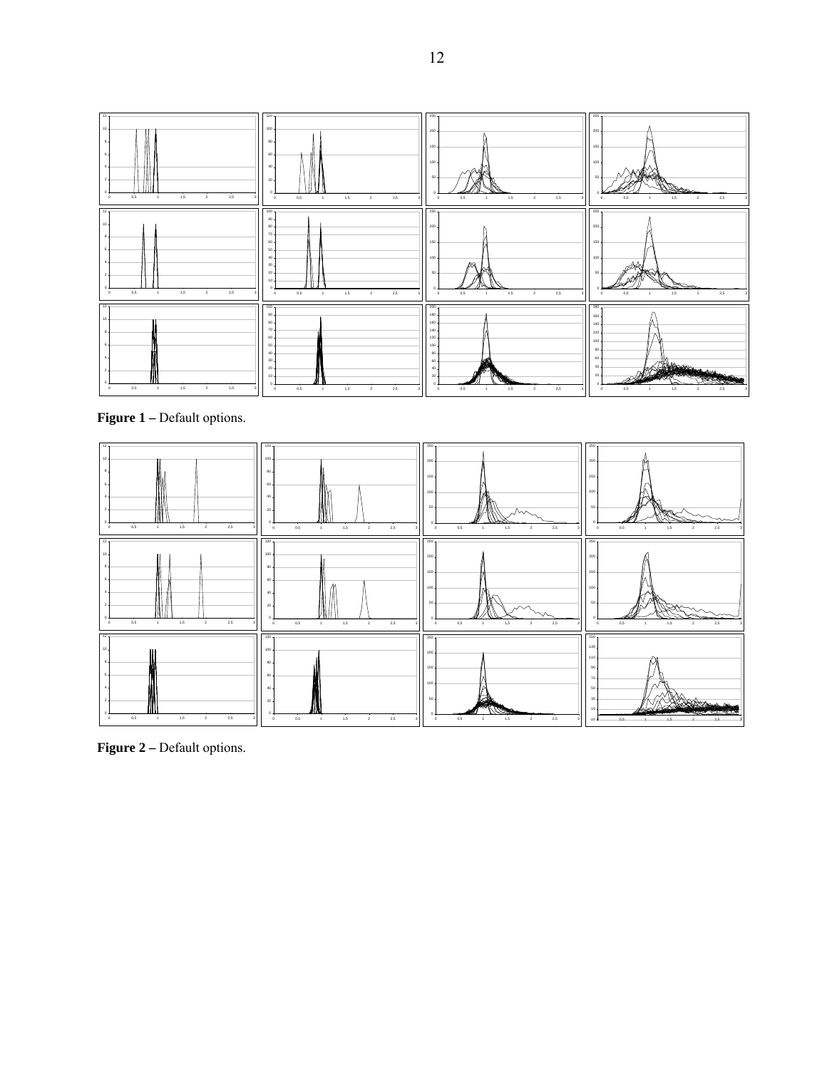**Figure 1 –** Default options.

**Figure 2 –** Default options.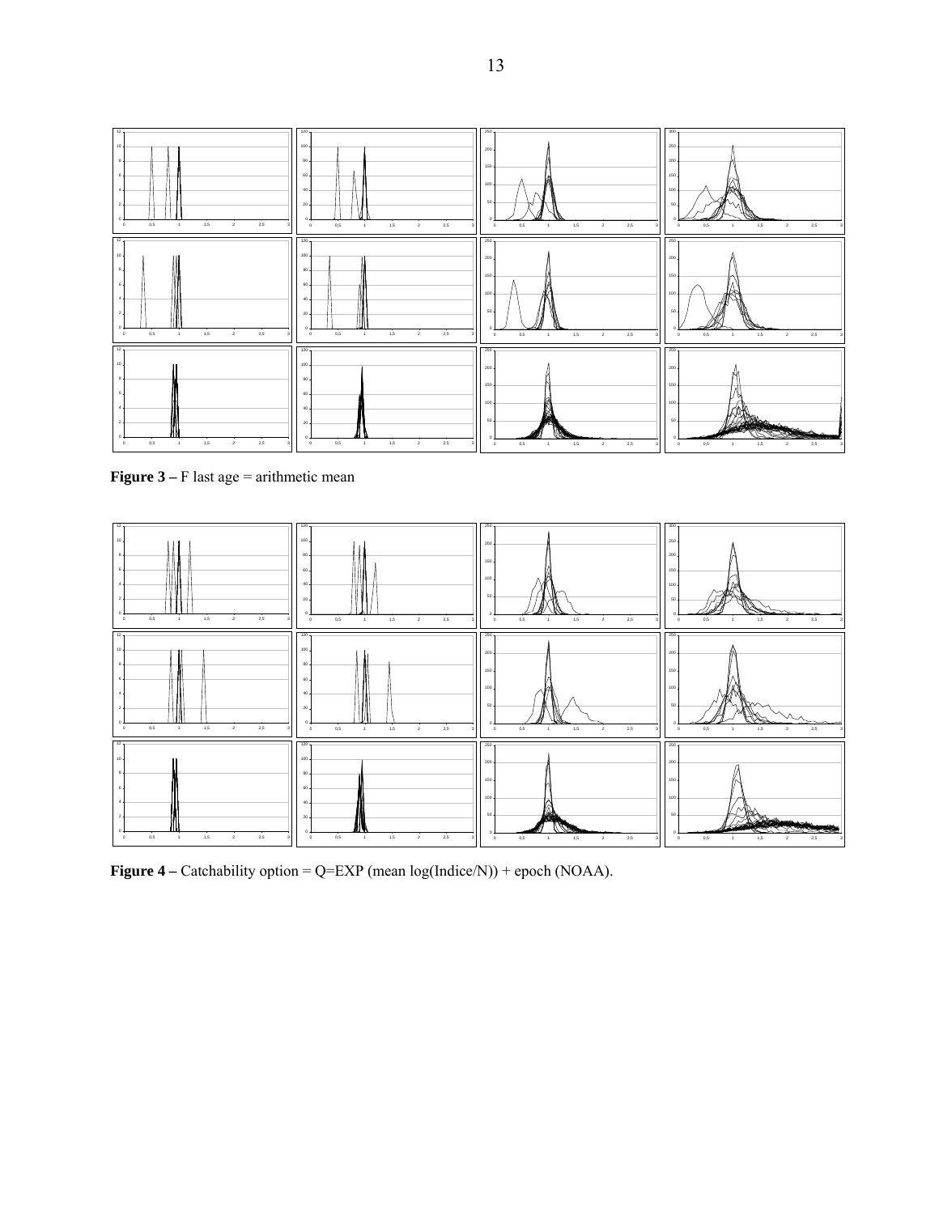**Figure 3 –** F last age = arithmetic mean

**Figure 4 –** Catchability option = Q=EXP (mean log(Indice/N)) + epoch (NOAA).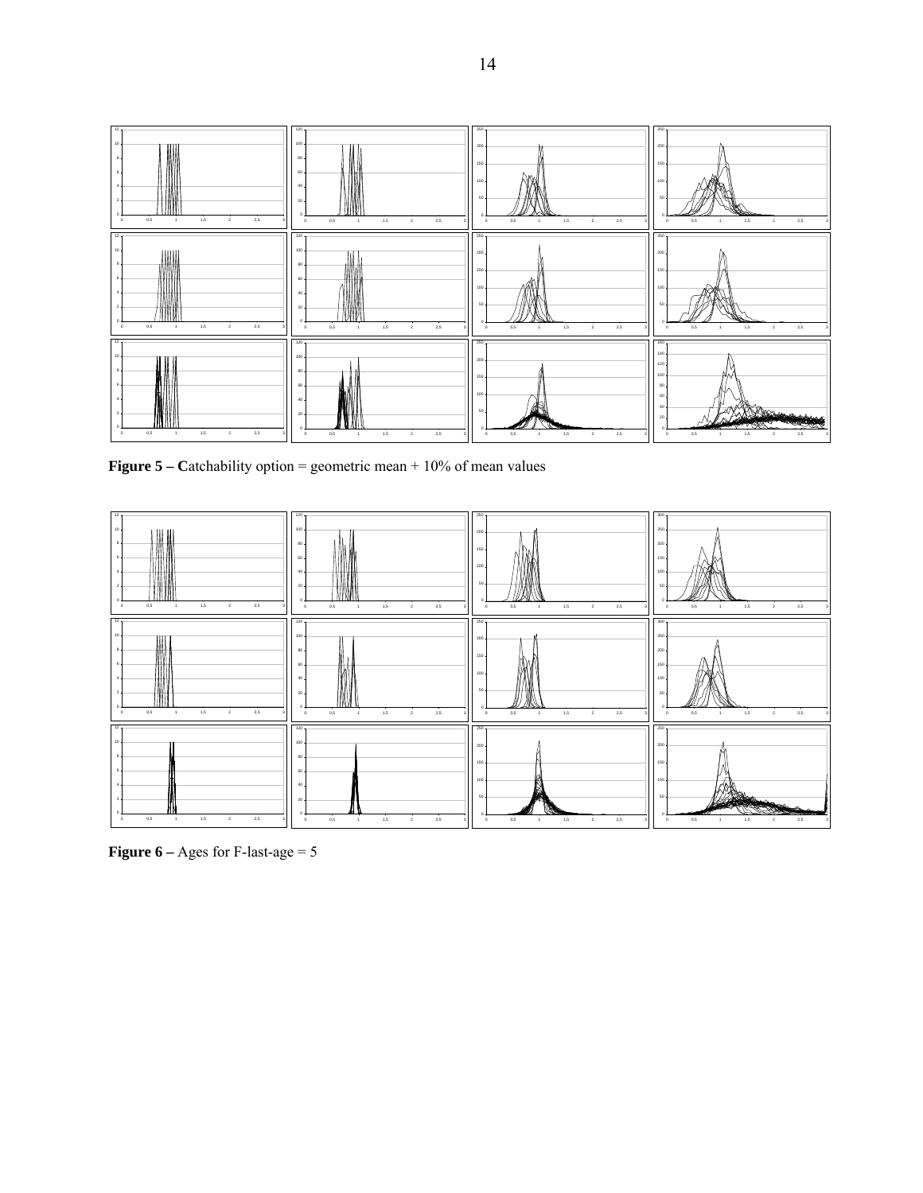**Figure 5 – C**atchability option = geometric mean + 10% of mean values

**Figure 6 –** Ages for F-last-age = 5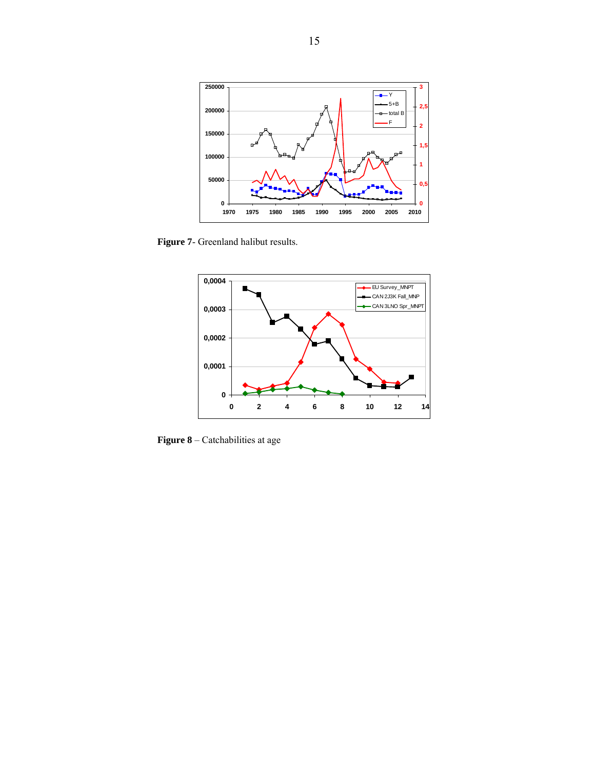**Figure 7**- Greenland halibut results.

**Figure 8** – Catchabilities at age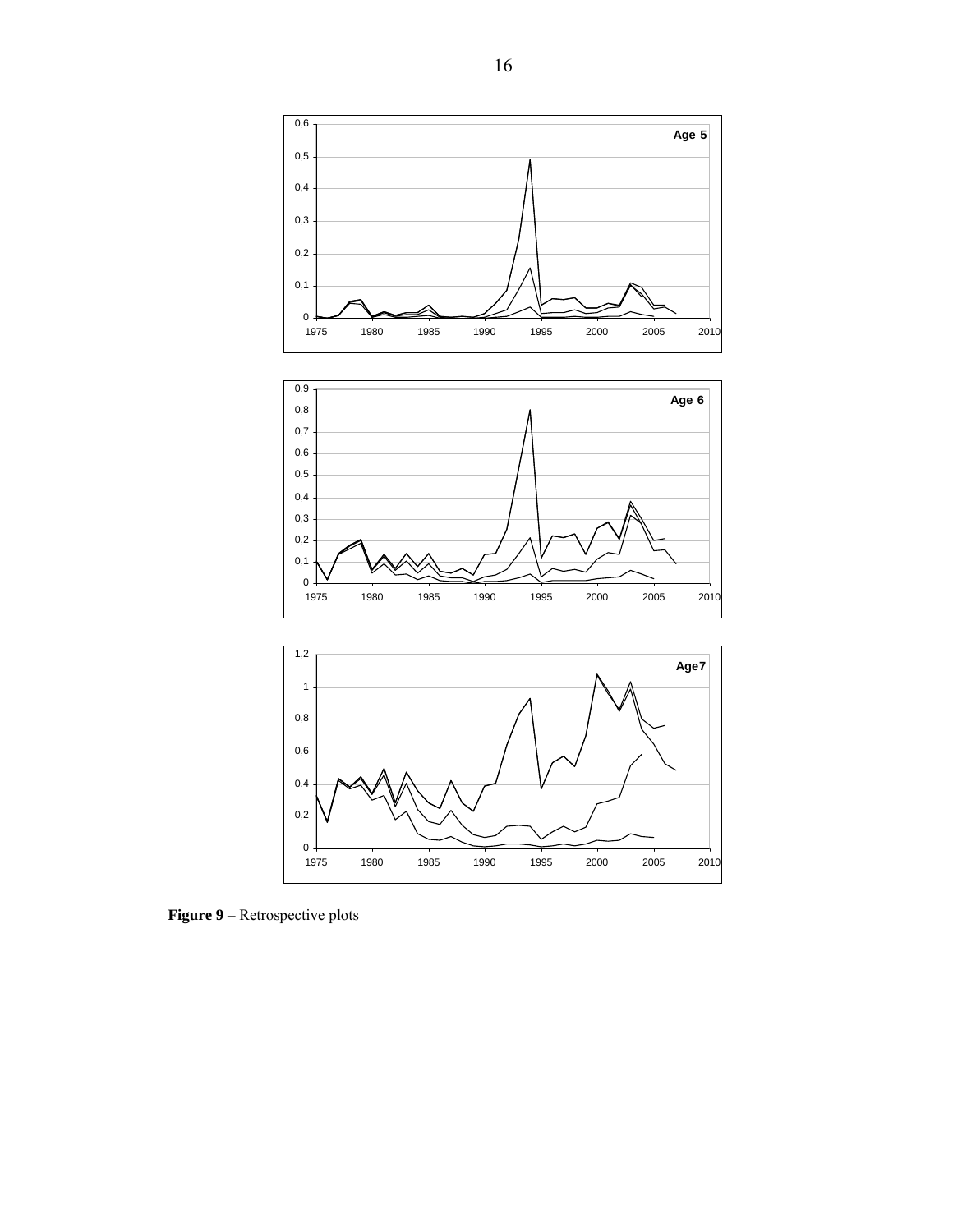Age 5

0,6
0,5
0,4
0,3
0,2
0,1
0
1975 1980 1985 1990 1995 2000 2005 2010

Age 6

0,9
0,8
0,7
0,6
0,5
0,4
0,3
0,2
0,1
0
1975 1980 1985 1990 1995 2000 2005 2010

Age7

1,2
1
0,8
0,6
0,4
0,2
0
1975 1980 1985 1990 1995 2000 2005 2010

**Figure 9** – Retrospective plots